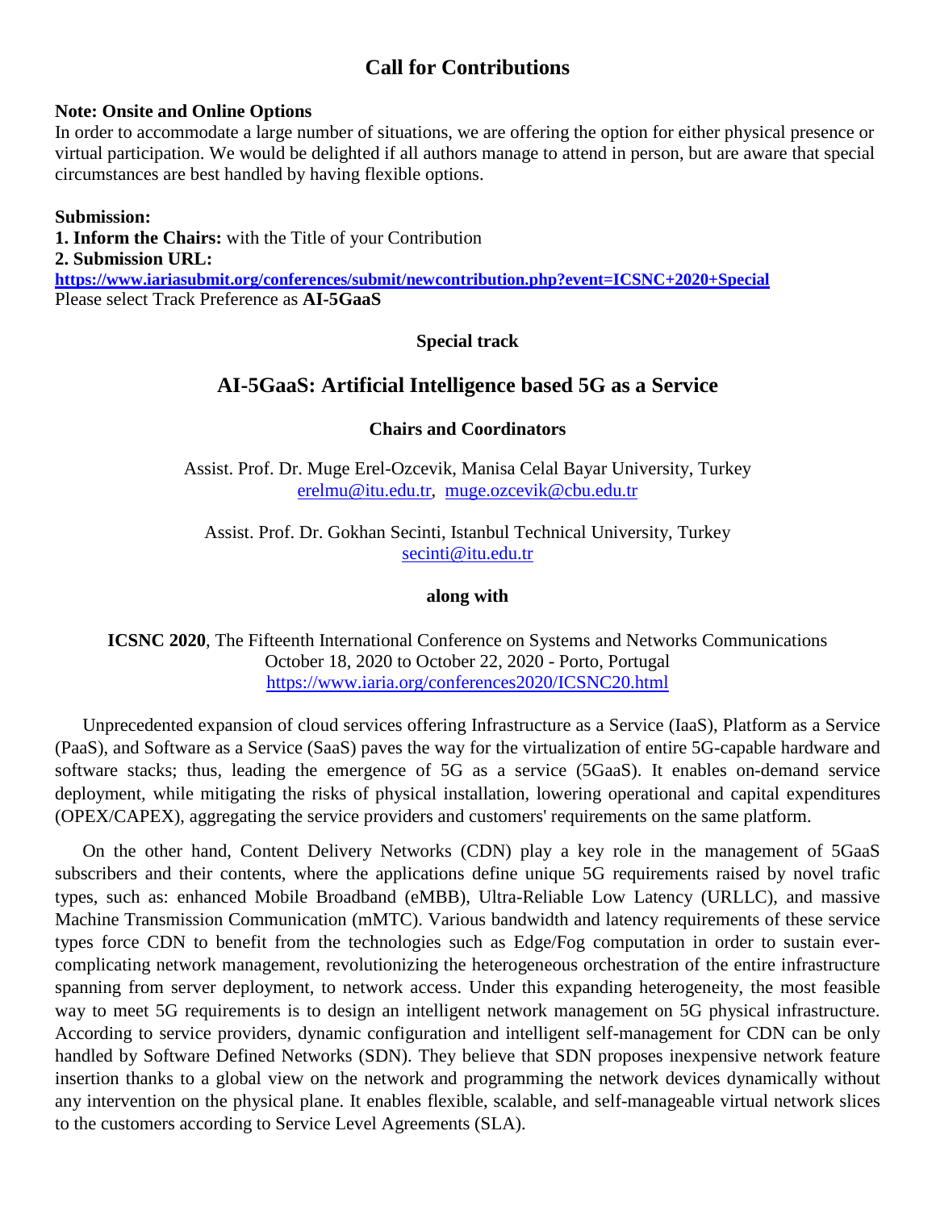# Call for Contributions

**Note: Onsite and Online Options**

In order to accommodate a large number of situations, we are offering the option for either physical presence or virtual participation. We would be delighted if all authors manage to attend in person, but are aware that special circumstances are best handled by having flexible options.

**Submission:**

**1. Inform the Chairs:** with the Title of your Contribution

**2. Submission URL:**

**https://www.iariasubmit.org/conferences/submit/newcontribution.php?event=ICSNC+2020+Special**

Please select Track Preference as **AI-5GaaS**

**Special track**

## AI-5GaaS: Artificial Intelligence based 5G as a Service

**Chairs and Coordinators**

Assist. Prof. Dr. Muge Erel-Ozcevik, Manisa Celal Bayar University, Turkey
erelmu@itu.edu.tr, muge.ozcevik@cbu.edu.tr

Assist. Prof. Dr. Gokhan Secinti, Istanbul Technical University, Turkey
secinti@itu.edu.tr

**along with**

**ICSNC 2020**, The Fifteenth International Conference on Systems and Networks Communications
October 18, 2020 to October 22, 2020 - Porto, Portugal
https://www.iaria.org/conferences2020/ICSNC20.html

Unprecedented expansion of cloud services offering Infrastructure as a Service (IaaS), Platform as a Service (PaaS), and Software as a Service (SaaS) paves the way for the virtualization of entire 5G-capable hardware and software stacks; thus, leading the emergence of 5G as a service (5GaaS). It enables on-demand service deployment, while mitigating the risks of physical installation, lowering operational and capital expenditures (OPEX/CAPEX), aggregating the service providers and customers' requirements on the same platform.

On the other hand, Content Delivery Networks (CDN) play a key role in the management of 5GaaS subscribers and their contents, where the applications define unique 5G requirements raised by novel trafic types, such as: enhanced Mobile Broadband (eMBB), Ultra-Reliable Low Latency (URLLC), and massive Machine Transmission Communication (mMTC). Various bandwidth and latency requirements of these service types force CDN to benefit from the technologies such as Edge/Fog computation in order to sustain ever-complicating network management, revolutionizing the heterogeneous orchestration of the entire infrastructure spanning from server deployment, to network access. Under this expanding heterogeneity, the most feasible way to meet 5G requirements is to design an intelligent network management on 5G physical infrastructure. According to service providers, dynamic configuration and intelligent self-management for CDN can be only handled by Software Defined Networks (SDN). They believe that SDN proposes inexpensive network feature insertion thanks to a global view on the network and programming the network devices dynamically without any intervention on the physical plane. It enables flexible, scalable, and self-manageable virtual network slices to the customers according to Service Level Agreements (SLA).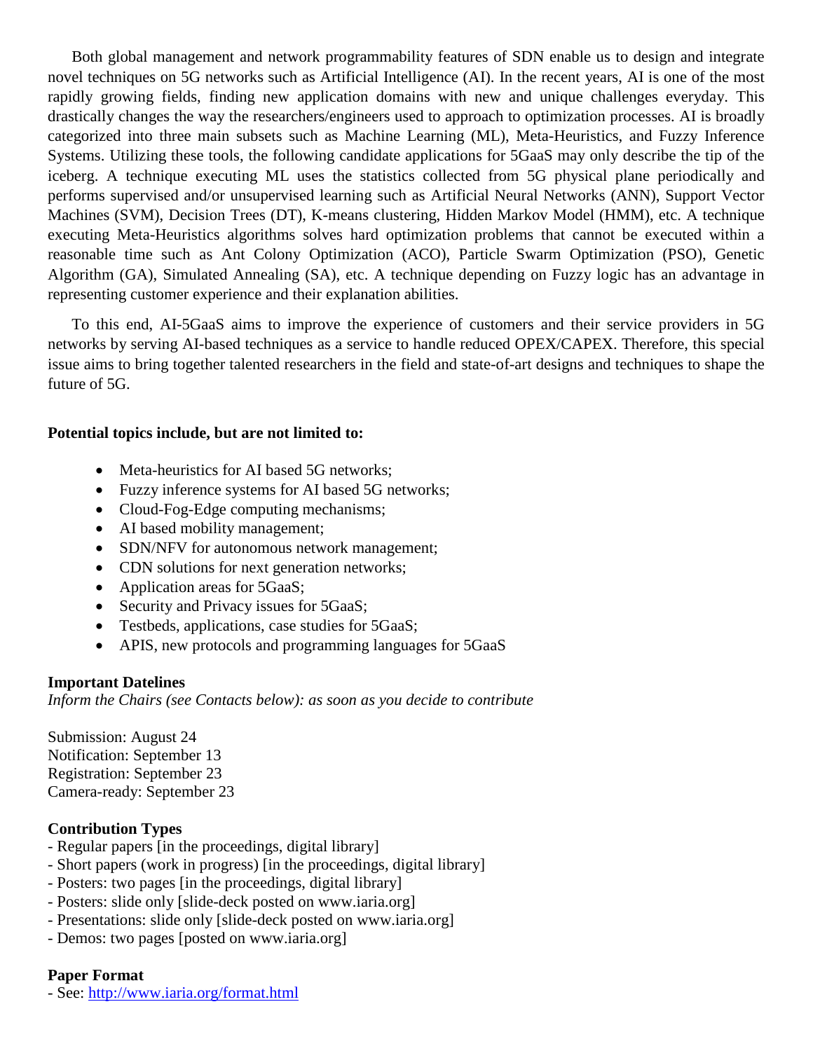Both global management and network programmability features of SDN enable us to design and integrate novel techniques on 5G networks such as Artificial Intelligence (AI). In the recent years, AI is one of the most rapidly growing fields, finding new application domains with new and unique challenges everyday. This drastically changes the way the researchers/engineers used to approach to optimization processes. AI is broadly categorized into three main subsets such as Machine Learning (ML), Meta-Heuristics, and Fuzzy Inference Systems. Utilizing these tools, the following candidate applications for 5GaaS may only describe the tip of the iceberg. A technique executing ML uses the statistics collected from 5G physical plane periodically and performs supervised and/or unsupervised learning such as Artificial Neural Networks (ANN), Support Vector Machines (SVM), Decision Trees (DT), K-means clustering, Hidden Markov Model (HMM), etc. A technique executing Meta-Heuristics algorithms solves hard optimization problems that cannot be executed within a reasonable time such as Ant Colony Optimization (ACO), Particle Swarm Optimization (PSO), Genetic Algorithm (GA), Simulated Annealing (SA), etc. A technique depending on Fuzzy logic has an advantage in representing customer experience and their explanation abilities.

To this end, AI-5GaaS aims to improve the experience of customers and their service providers in 5G networks by serving AI-based techniques as a service to handle reduced OPEX/CAPEX. Therefore, this special issue aims to bring together talented researchers in the field and state-of-art designs and techniques to shape the future of 5G.

**Potential topics include, but are not limited to:**

- Meta-heuristics for AI based 5G networks;
- Fuzzy inference systems for AI based 5G networks;
- Cloud-Fog-Edge computing mechanisms;
- AI based mobility management;
- SDN/NFV for autonomous network management;
- CDN solutions for next generation networks;
- Application areas for 5GaaS;
- Security and Privacy issues for 5GaaS;
- Testbeds, applications, case studies for 5GaaS;
- APIS, new protocols and programming languages for 5GaaS

**Important Datelines**

*Inform the Chairs (see Contacts below): as soon as you decide to contribute*

Submission: August 24
Notification: September 13
Registration: September 23
Camera-ready: September 23

**Contribution Types**

- Regular papers [in the proceedings, digital library]
- Short papers (work in progress) [in the proceedings, digital library]
- Posters: two pages [in the proceedings, digital library]
- Posters: slide only [slide-deck posted on www.iaria.org]
- Presentations: slide only [slide-deck posted on www.iaria.org]
- Demos: two pages [posted on www.iaria.org]

**Paper Format**

- See: http://www.iaria.org/format.html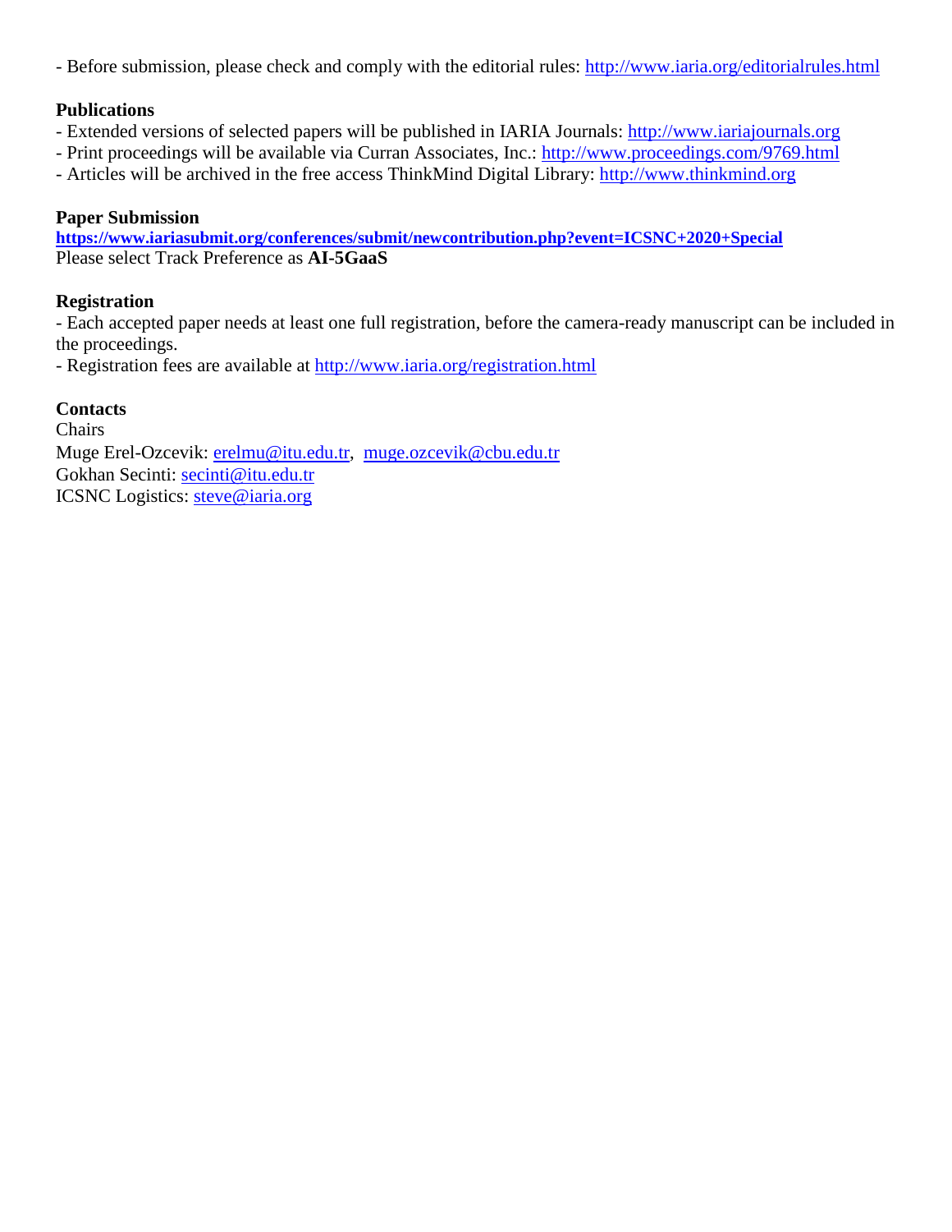- Before submission, please check and comply with the editorial rules: http://www.iaria.org/editorialrules.html

**Publications**

- Extended versions of selected papers will be published in IARIA Journals: http://www.iariajournals.org
- Print proceedings will be available via Curran Associates, Inc.: http://www.proceedings.com/9769.html
- Articles will be archived in the free access ThinkMind Digital Library: http://www.thinkmind.org

**Paper Submission**

**https://www.iariasubmit.org/conferences/submit/newcontribution.php?event=ICSNC+2020+Special**
Please select Track Preference as **AI-5GaaS**

**Registration**

- Each accepted paper needs at least one full registration, before the camera-ready manuscript can be included in the proceedings.
- Registration fees are available at http://www.iaria.org/registration.html

**Contacts**

Chairs
Muge Erel-Ozcevik: erelmu@itu.edu.tr, muge.ozcevik@cbu.edu.tr
Gokhan Secinti: secinti@itu.edu.tr
ICSNC Logistics: steve@iaria.org